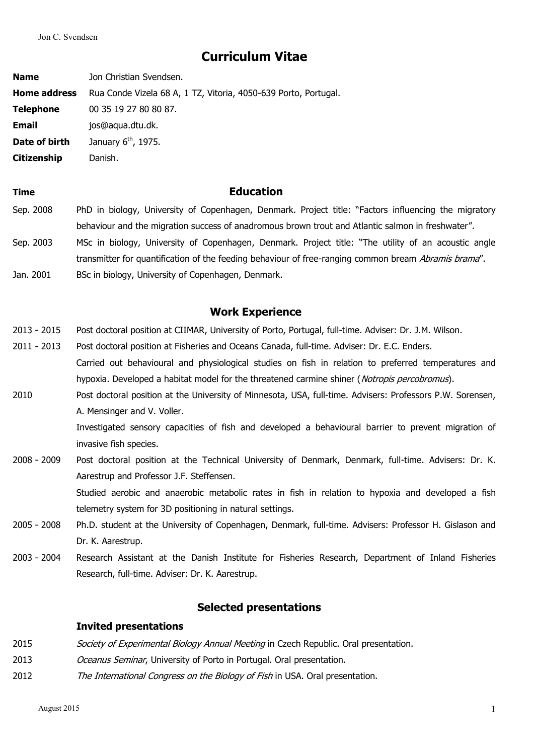# Curriculum Vitae

**Name** Jon Christian Svendsen.

**Home address** Rua Conde Vizela 68 A, 1 TZ, Vitoria, 4050-639 Porto, Portugal.

**Telephone** 00 35 19 27 80 80 87.

**Email** jos@aqua.dtu.dk.

**Date of birth** January 6th, 1975.

**Citizenship** Danish.

## Education

**Time**

Sep. 2008 PhD in biology, University of Copenhagen, Denmark. Project title: "Factors influencing the migratory behaviour and the migration success of anadromous brown trout and Atlantic salmon in freshwater".

Sep. 2003 MSc in biology, University of Copenhagen, Denmark. Project title: "The utility of an acoustic angle transmitter for quantification of the feeding behaviour of free-ranging common bream *Abramis brama*".

Jan. 2001 BSc in biology, University of Copenhagen, Denmark.

## Work Experience

2013 - 2015 Post doctoral position at CIIMAR, University of Porto, Portugal, full-time. Adviser: Dr. J.M. Wilson.

2011 - 2013 Post doctoral position at Fisheries and Oceans Canada, full-time. Adviser: Dr. E.C. Enders.
Carried out behavioural and physiological studies on fish in relation to preferred temperatures and hypoxia. Developed a habitat model for the threatened carmine shiner (*Notropis percobromus*).

2010 Post doctoral position at the University of Minnesota, USA, full-time. Advisers: Professors P.W. Sorensen, A. Mensinger and V. Voller.
Investigated sensory capacities of fish and developed a behavioural barrier to prevent migration of invasive fish species.

2008 - 2009 Post doctoral position at the Technical University of Denmark, Denmark, full-time. Advisers: Dr. K. Aarestrup and Professor J.F. Steffensen.
Studied aerobic and anaerobic metabolic rates in fish in relation to hypoxia and developed a fish telemetry system for 3D positioning in natural settings.

2005 - 2008 Ph.D. student at the University of Copenhagen, Denmark, full-time. Advisers: Professor H. Gislason and Dr. K. Aarestrup.

2003 - 2004 Research Assistant at the Danish Institute for Fisheries Research, Department of Inland Fisheries Research, full-time. Adviser: Dr. K. Aarestrup.

## Selected presentations

### Invited presentations

2015 *Society of Experimental Biology Annual Meeting* in Czech Republic. Oral presentation.

2013 *Oceanus Seminar*, University of Porto in Portugal. Oral presentation.

2012 *The International Congress on the Biology of Fish* in USA. Oral presentation.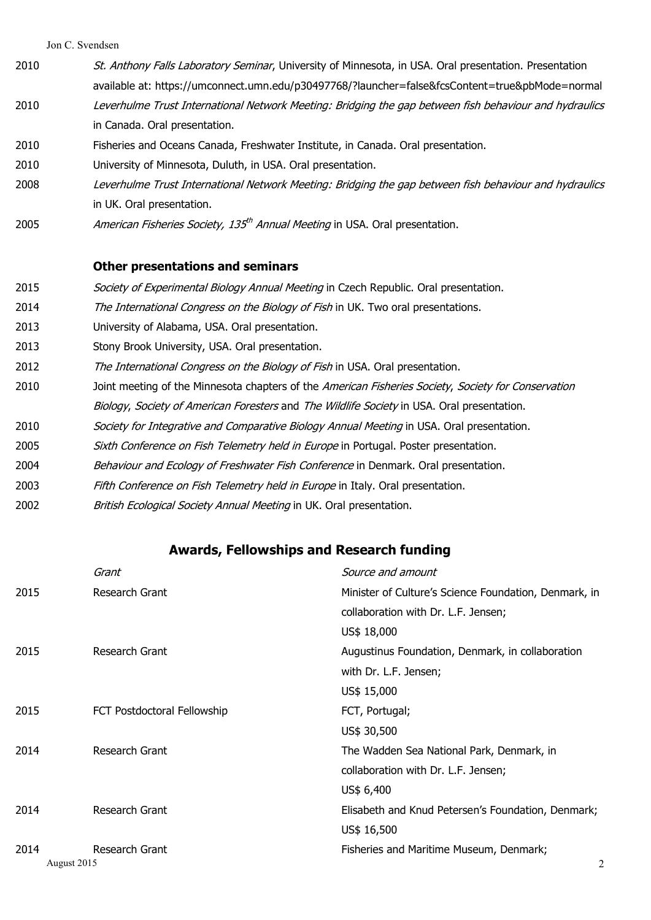2010 *St. Anthony Falls Laboratory Seminar*, University of Minnesota, in USA. Oral presentation. Presentation available at: https://umconnect.umn.edu/p30497768/?launcher=false&fcsContent=true&pbMode=normal

2010 *Leverhulme Trust International Network Meeting: Bridging the gap between fish behaviour and hydraulics* in Canada. Oral presentation.

2010 Fisheries and Oceans Canada, Freshwater Institute, in Canada. Oral presentation.

2010 University of Minnesota, Duluth, in USA. Oral presentation.

2008 *Leverhulme Trust International Network Meeting: Bridging the gap between fish behaviour and hydraulics* in UK. Oral presentation.

2005 *American Fisheries Society, 135th Annual Meeting* in USA. Oral presentation.

### Other presentations and seminars

2015 *Society of Experimental Biology Annual Meeting* in Czech Republic. Oral presentation.

2014 *The International Congress on the Biology of Fish* in UK. Two oral presentations.

2013 University of Alabama, USA. Oral presentation.

2013 Stony Brook University, USA. Oral presentation.

2012 *The International Congress on the Biology of Fish* in USA. Oral presentation.

2010 Joint meeting of the Minnesota chapters of the *American Fisheries Society*, *Society for Conservation Biology*, *Society of American Foresters* and *The Wildlife Society* in USA. Oral presentation.

2010 *Society for Integrative and Comparative Biology Annual Meeting* in USA. Oral presentation.

2005 *Sixth Conference on Fish Telemetry held in Europe* in Portugal. Poster presentation.

2004 *Behaviour and Ecology of Freshwater Fish Conference* in Denmark. Oral presentation.

2003 *Fifth Conference on Fish Telemetry held in Europe* in Italy. Oral presentation.

2002 *British Ecological Society Annual Meeting* in UK. Oral presentation.

## Awards, Fellowships and Research funding

| | *Grant* | *Source and amount* |
|---|---|---|
| 2015 | Research Grant | Minister of Culture's Science Foundation, Denmark, in collaboration with Dr. L.F. Jensen; US$ 18,000 |
| 2015 | Research Grant | Augustinus Foundation, Denmark, in collaboration with Dr. L.F. Jensen; US$ 15,000 |
| 2015 | FCT Postdoctoral Fellowship | FCT, Portugal; US$ 30,500 |
| 2014 | Research Grant | The Wadden Sea National Park, Denmark, in collaboration with Dr. L.F. Jensen; US$ 6,400 |
| 2014 | Research Grant | Elisabeth and Knud Petersen's Foundation, Denmark; US$ 16,500 |
| 2014 | Research Grant | Fisheries and Maritime Museum, Denmark; |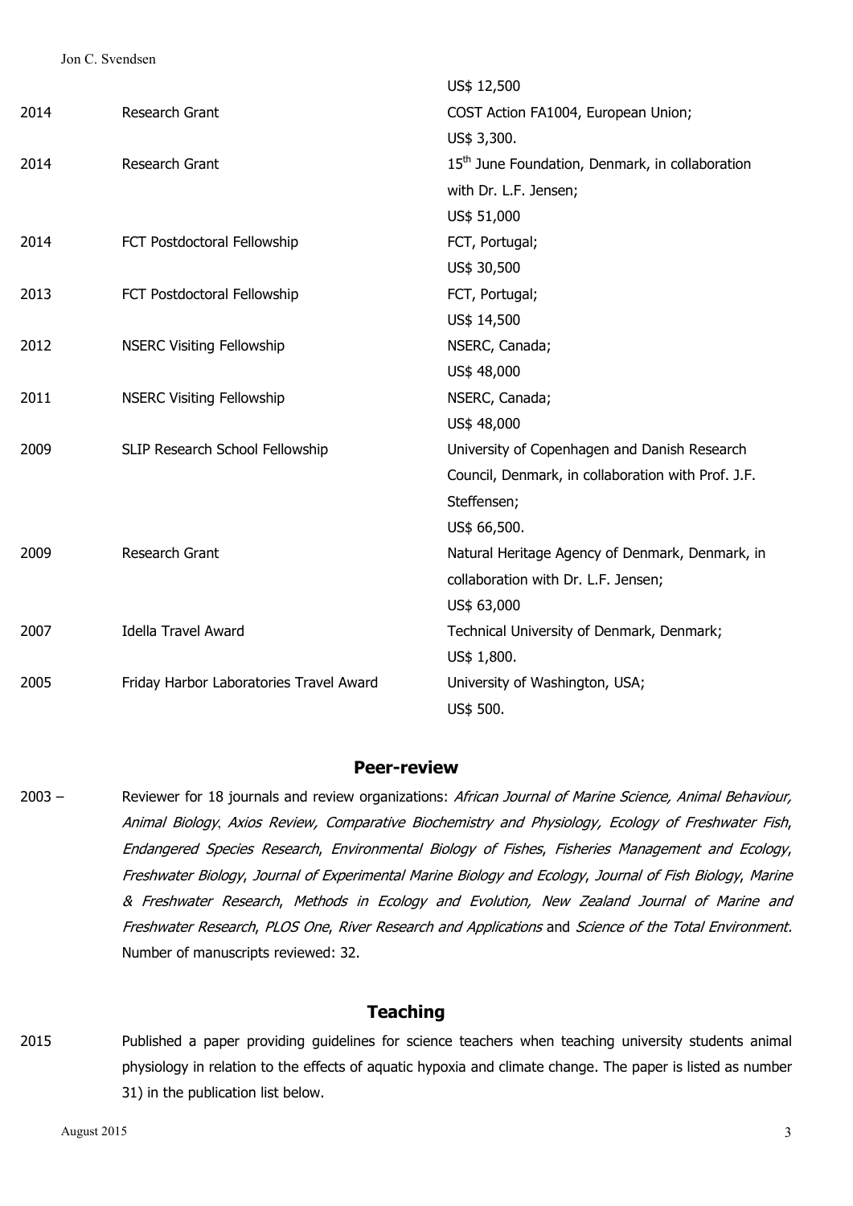| | | |
|---|---|---|
| | | US$ 12,500 |
| 2014 | Research Grant | COST Action FA1004, European Union; US$ 3,300. |
| 2014 | Research Grant | 15th June Foundation, Denmark, in collaboration with Dr. L.F. Jensen; US$ 51,000 |
| 2014 | FCT Postdoctoral Fellowship | FCT, Portugal; US$ 30,500 |
| 2013 | FCT Postdoctoral Fellowship | FCT, Portugal; US$ 14,500 |
| 2012 | NSERC Visiting Fellowship | NSERC, Canada; US$ 48,000 |
| 2011 | NSERC Visiting Fellowship | NSERC, Canada; US$ 48,000 |
| 2009 | SLIP Research School Fellowship | University of Copenhagen and Danish Research Council, Denmark, in collaboration with Prof. J.F. Steffensen; US$ 66,500. |
| 2009 | Research Grant | Natural Heritage Agency of Denmark, Denmark, in collaboration with Dr. L.F. Jensen; US$ 63,000 |
| 2007 | Idella Travel Award | Technical University of Denmark, Denmark; US$ 1,800. |
| 2005 | Friday Harbor Laboratories Travel Award | University of Washington, USA; US$ 500. |

## Peer-review

2003 – Reviewer for 18 journals and review organizations: *African Journal of Marine Science, Animal Behaviour, Animal Biology*, *Axios Review, Comparative Biochemistry and Physiology, Ecology of Freshwater Fish*, *Endangered Species Research*, *Environmental Biology of Fishes*, *Fisheries Management and Ecology*, *Freshwater Biology*, *Journal of Experimental Marine Biology and Ecology*, *Journal of Fish Biology*, *Marine & Freshwater Research*, *Methods in Ecology and Evolution, New Zealand Journal of Marine and Freshwater Research*, *PLOS One*, *River Research and Applications* and *Science of the Total Environment.* Number of manuscripts reviewed: 32.

## Teaching

2015 Published a paper providing guidelines for science teachers when teaching university students animal physiology in relation to the effects of aquatic hypoxia and climate change. The paper is listed as number 31) in the publication list below.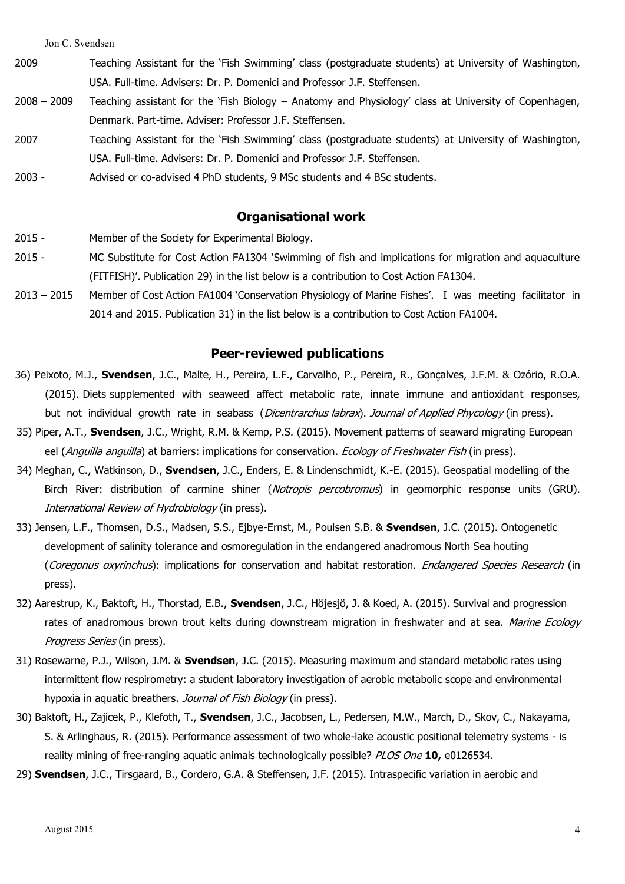2009 Teaching Assistant for the 'Fish Swimming' class (postgraduate students) at University of Washington, USA. Full-time. Advisers: Dr. P. Domenici and Professor J.F. Steffensen.

2008 – 2009 Teaching assistant for the 'Fish Biology – Anatomy and Physiology' class at University of Copenhagen, Denmark. Part-time. Adviser: Professor J.F. Steffensen.

2007 Teaching Assistant for the 'Fish Swimming' class (postgraduate students) at University of Washington, USA. Full-time. Advisers: Dr. P. Domenici and Professor J.F. Steffensen.

2003 - Advised or co-advised 4 PhD students, 9 MSc students and 4 BSc students.

## Organisational work

2015 - Member of the Society for Experimental Biology.

2015 - MC Substitute for Cost Action FA1304 'Swimming of fish and implications for migration and aquaculture (FITFISH)'. Publication 29) in the list below is a contribution to Cost Action FA1304.

2013 – 2015 Member of Cost Action FA1004 'Conservation Physiology of Marine Fishes'. I was meeting facilitator in 2014 and 2015. Publication 31) in the list below is a contribution to Cost Action FA1004.

## Peer-reviewed publications

36) Peixoto, M.J., **Svendsen**, J.C., Malte, H., Pereira, L.F., Carvalho, P., Pereira, R., Gonçalves, J.F.M. & Ozório, R.O.A. (2015). Diets supplemented with seaweed affect metabolic rate, innate immune and antioxidant responses, but not individual growth rate in seabass (*Dicentrarchus labrax*). *Journal of Applied Phycology* (in press).

35) Piper, A.T., **Svendsen**, J.C., Wright, R.M. & Kemp, P.S. (2015). Movement patterns of seaward migrating European eel (*Anguilla anguilla*) at barriers: implications for conservation. *Ecology of Freshwater Fish* (in press).

34) Meghan, C., Watkinson, D., **Svendsen**, J.C., Enders, E. & Lindenschmidt, K.-E. (2015). Geospatial modelling of the Birch River: distribution of carmine shiner (*Notropis percobromus*) in geomorphic response units (GRU). *International Review of Hydrobiology* (in press).

33) Jensen, L.F., Thomsen, D.S., Madsen, S.S., Ejbye-Ernst, M., Poulsen S.B. & **Svendsen**, J.C. (2015). Ontogenetic development of salinity tolerance and osmoregulation in the endangered anadromous North Sea houting (*Coregonus oxyrinchus*): implications for conservation and habitat restoration. *Endangered Species Research* (in press).

32) Aarestrup, K., Baktoft, H., Thorstad, E.B., **Svendsen**, J.C., Höjesjö, J. & Koed, A. (2015). Survival and progression rates of anadromous brown trout kelts during downstream migration in freshwater and at sea. *Marine Ecology Progress Series* (in press).

31) Rosewarne, P.J., Wilson, J.M. & **Svendsen**, J.C. (2015). Measuring maximum and standard metabolic rates using intermittent flow respirometry: a student laboratory investigation of aerobic metabolic scope and environmental hypoxia in aquatic breathers. *Journal of Fish Biology* (in press).

30) Baktoft, H., Zajicek, P., Klefoth, T., **Svendsen**, J.C., Jacobsen, L., Pedersen, M.W., March, D., Skov, C., Nakayama, S. & Arlinghaus, R. (2015). Performance assessment of two whole-lake acoustic positional telemetry systems - is reality mining of free-ranging aquatic animals technologically possible? *PLOS One* **10,** e0126534.

29) **Svendsen**, J.C., Tirsgaard, B., Cordero, G.A. & Steffensen, J.F. (2015). Intraspecific variation in aerobic and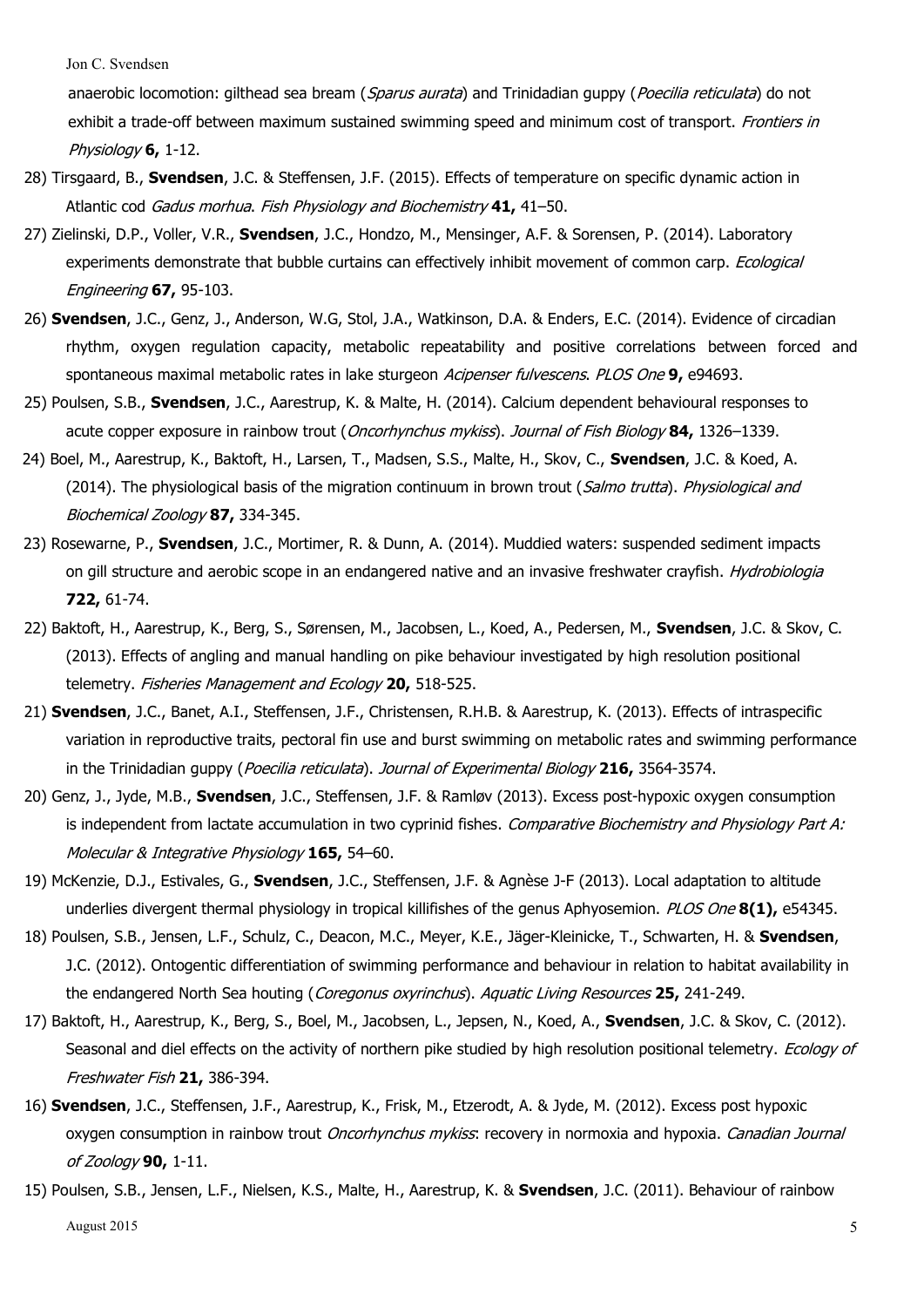anaerobic locomotion: gilthead sea bream (*Sparus aurata*) and Trinidadian guppy (*Poecilia reticulata*) do not exhibit a trade-off between maximum sustained swimming speed and minimum cost of transport. *Frontiers in Physiology* **6,** 1-12.

28) Tirsgaard, B., **Svendsen**, J.C. & Steffensen, J.F. (2015). Effects of temperature on specific dynamic action in Atlantic cod *Gadus morhua*. *Fish Physiology and Biochemistry* **41,** 41–50.

27) Zielinski, D.P., Voller, V.R., **Svendsen**, J.C., Hondzo, M., Mensinger, A.F. & Sorensen, P. (2014). Laboratory experiments demonstrate that bubble curtains can effectively inhibit movement of common carp. *Ecological Engineering* **67,** 95-103.

26) **Svendsen**, J.C., Genz, J., Anderson, W.G, Stol, J.A., Watkinson, D.A. & Enders, E.C. (2014). Evidence of circadian rhythm, oxygen regulation capacity, metabolic repeatability and positive correlations between forced and spontaneous maximal metabolic rates in lake sturgeon *Acipenser fulvescens*. *PLOS One* **9,** e94693.

25) Poulsen, S.B., **Svendsen**, J.C., Aarestrup, K. & Malte, H. (2014). Calcium dependent behavioural responses to acute copper exposure in rainbow trout (*Oncorhynchus mykiss*). *Journal of Fish Biology* **84,** 1326–1339.

24) Boel, M., Aarestrup, K., Baktoft, H., Larsen, T., Madsen, S.S., Malte, H., Skov, C., **Svendsen**, J.C. & Koed, A. (2014). The physiological basis of the migration continuum in brown trout (*Salmo trutta*). *Physiological and Biochemical Zoology* **87,** 334-345.

23) Rosewarne, P., **Svendsen**, J.C., Mortimer, R. & Dunn, A. (2014). Muddied waters: suspended sediment impacts on gill structure and aerobic scope in an endangered native and an invasive freshwater crayfish. *Hydrobiologia* **722,** 61-74.

22) Baktoft, H., Aarestrup, K., Berg, S., Sørensen, M., Jacobsen, L., Koed, A., Pedersen, M., **Svendsen**, J.C. & Skov, C. (2013). Effects of angling and manual handling on pike behaviour investigated by high resolution positional telemetry. *Fisheries Management and Ecology* **20,** 518-525.

21) **Svendsen**, J.C., Banet, A.I., Steffensen, J.F., Christensen, R.H.B. & Aarestrup, K. (2013). Effects of intraspecific variation in reproductive traits, pectoral fin use and burst swimming on metabolic rates and swimming performance in the Trinidadian guppy (*Poecilia reticulata*). *Journal of Experimental Biology* **216,** 3564-3574.

20) Genz, J., Jyde, M.B., **Svendsen**, J.C., Steffensen, J.F. & Ramløv (2013). Excess post-hypoxic oxygen consumption is independent from lactate accumulation in two cyprinid fishes. *Comparative Biochemistry and Physiology Part A: Molecular & Integrative Physiology* **165,** 54–60.

19) McKenzie, D.J., Estivales, G., **Svendsen**, J.C., Steffensen, J.F. & Agnèse J-F (2013). Local adaptation to altitude underlies divergent thermal physiology in tropical killifishes of the genus Aphyosemion. *PLOS One* **8(1),** e54345.

18) Poulsen, S.B., Jensen, L.F., Schulz, C., Deacon, M.C., Meyer, K.E., Jäger-Kleinicke, T., Schwarten, H. & **Svendsen**, J.C. (2012). Ontogentic differentiation of swimming performance and behaviour in relation to habitat availability in the endangered North Sea houting (*Coregonus oxyrinchus*). *Aquatic Living Resources* **25,** 241-249.

17) Baktoft, H., Aarestrup, K., Berg, S., Boel, M., Jacobsen, L., Jepsen, N., Koed, A., **Svendsen**, J.C. & Skov, C. (2012). Seasonal and diel effects on the activity of northern pike studied by high resolution positional telemetry. *Ecology of Freshwater Fish* **21,** 386-394.

16) **Svendsen**, J.C., Steffensen, J.F., Aarestrup, K., Frisk, M., Etzerodt, A. & Jyde, M. (2012). Excess post hypoxic oxygen consumption in rainbow trout *Oncorhynchus mykiss*: recovery in normoxia and hypoxia. *Canadian Journal of Zoology* **90,** 1-11.

15) Poulsen, S.B., Jensen, L.F., Nielsen, K.S., Malte, H., Aarestrup, K. & **Svendsen**, J.C. (2011). Behaviour of rainbow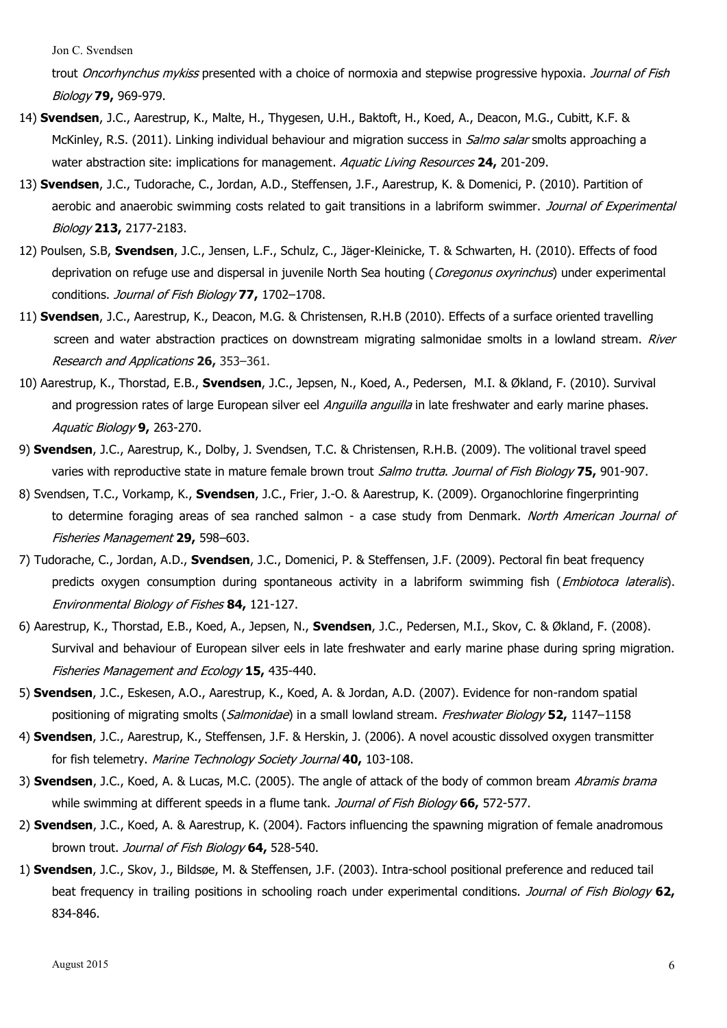trout *Oncorhynchus mykiss* presented with a choice of normoxia and stepwise progressive hypoxia. *Journal of Fish Biology* **79,** 969-979.

14) **Svendsen**, J.C., Aarestrup, K., Malte, H., Thygesen, U.H., Baktoft, H., Koed, A., Deacon, M.G., Cubitt, K.F. & McKinley, R.S. (2011). Linking individual behaviour and migration success in *Salmo salar* smolts approaching a water abstraction site: implications for management. *Aquatic Living Resources* **24,** 201-209.

13) **Svendsen**, J.C., Tudorache, C., Jordan, A.D., Steffensen, J.F., Aarestrup, K. & Domenici, P. (2010). Partition of aerobic and anaerobic swimming costs related to gait transitions in a labriform swimmer. *Journal of Experimental Biology* **213,** 2177-2183.

12) Poulsen, S.B, **Svendsen**, J.C., Jensen, L.F., Schulz, C., Jäger-Kleinicke, T. & Schwarten, H. (2010). Effects of food deprivation on refuge use and dispersal in juvenile North Sea houting (*Coregonus oxyrinchus*) under experimental conditions. *Journal of Fish Biology* **77,** 1702–1708.

11) **Svendsen**, J.C., Aarestrup, K., Deacon, M.G. & Christensen, R.H.B (2010). Effects of a surface oriented travelling screen and water abstraction practices on downstream migrating salmonidae smolts in a lowland stream. *River Research and Applications* **26,** 353–361.

10) Aarestrup, K., Thorstad, E.B., **Svendsen**, J.C., Jepsen, N., Koed, A., Pedersen, M.I. & Økland, F. (2010). Survival and progression rates of large European silver eel *Anguilla anguilla* in late freshwater and early marine phases. *Aquatic Biology* **9,** 263-270.

9) **Svendsen**, J.C., Aarestrup, K., Dolby, J. Svendsen, T.C. & Christensen, R.H.B. (2009). The volitional travel speed varies with reproductive state in mature female brown trout *Salmo trutta*. *Journal of Fish Biology* **75,** 901-907.

8) Svendsen, T.C., Vorkamp, K., **Svendsen**, J.C., Frier, J.-O. & Aarestrup, K. (2009). Organochlorine fingerprinting to determine foraging areas of sea ranched salmon - a case study from Denmark. *North American Journal of Fisheries Management* **29,** 598–603.

7) Tudorache, C., Jordan, A.D., **Svendsen**, J.C., Domenici, P. & Steffensen, J.F. (2009). Pectoral fin beat frequency predicts oxygen consumption during spontaneous activity in a labriform swimming fish (*Embiotoca lateralis*). *Environmental Biology of Fishes* **84,** 121-127.

6) Aarestrup, K., Thorstad, E.B., Koed, A., Jepsen, N., **Svendsen**, J.C., Pedersen, M.I., Skov, C. & Økland, F. (2008). Survival and behaviour of European silver eels in late freshwater and early marine phase during spring migration. *Fisheries Management and Ecology* **15,** 435-440.

5) **Svendsen**, J.C., Eskesen, A.O., Aarestrup, K., Koed, A. & Jordan, A.D. (2007). Evidence for non-random spatial positioning of migrating smolts (*Salmonidae*) in a small lowland stream. *Freshwater Biology* **52,** 1147–1158

4) **Svendsen**, J.C., Aarestrup, K., Steffensen, J.F. & Herskin, J. (2006). A novel acoustic dissolved oxygen transmitter for fish telemetry. *Marine Technology Society Journal* **40,** 103-108.

3) **Svendsen**, J.C., Koed, A. & Lucas, M.C. (2005). The angle of attack of the body of common bream *Abramis brama* while swimming at different speeds in a flume tank. *Journal of Fish Biology* **66,** 572-577.

2) **Svendsen**, J.C., Koed, A. & Aarestrup, K. (2004). Factors influencing the spawning migration of female anadromous brown trout. *Journal of Fish Biology* **64,** 528-540.

1) **Svendsen**, J.C., Skov, J., Bildsøe, M. & Steffensen, J.F. (2003). Intra-school positional preference and reduced tail beat frequency in trailing positions in schooling roach under experimental conditions. *Journal of Fish Biology* **62,** 834-846.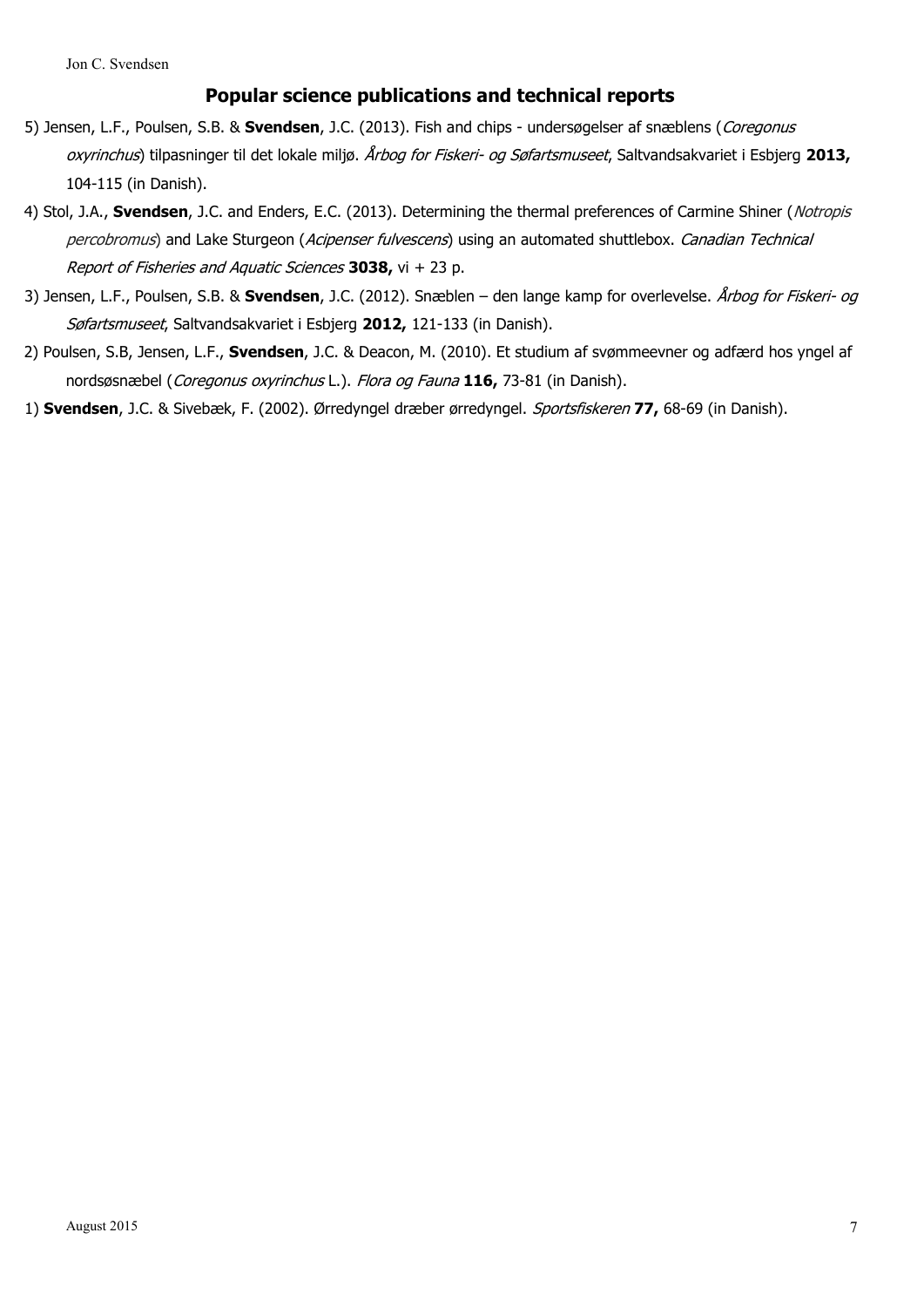## Popular science publications and technical reports

5) Jensen, L.F., Poulsen, S.B. & **Svendsen**, J.C. (2013). Fish and chips - undersøgelser af snæblens (*Coregonus oxyrinchus*) tilpasninger til det lokale miljø. *Årbog for Fiskeri- og Søfartsmuseet*, Saltvandsakvariet i Esbjerg **2013,** 104-115 (in Danish).

4) Stol, J.A., **Svendsen**, J.C. and Enders, E.C. (2013). Determining the thermal preferences of Carmine Shiner (*Notropis percobromus*) and Lake Sturgeon (*Acipenser fulvescens*) using an automated shuttlebox. *Canadian Technical Report of Fisheries and Aquatic Sciences* **3038,** vi + 23 p.

3) Jensen, L.F., Poulsen, S.B. & **Svendsen**, J.C. (2012). Snæblen – den lange kamp for overlevelse. *Årbog for Fiskeri- og Søfartsmuseet*, Saltvandsakvariet i Esbjerg **2012,** 121-133 (in Danish).

2) Poulsen, S.B, Jensen, L.F., **Svendsen**, J.C. & Deacon, M. (2010). Et studium af svømmeevner og adfærd hos yngel af nordsøsnæbel (*Coregonus oxyrinchus* L.). *Flora og Fauna* **116,** 73-81 (in Danish).

1) **Svendsen**, J.C. & Sivebæk, F. (2002). Ørredyngel dræber ørredyngel. *Sportsfiskeren* **77,** 68-69 (in Danish).